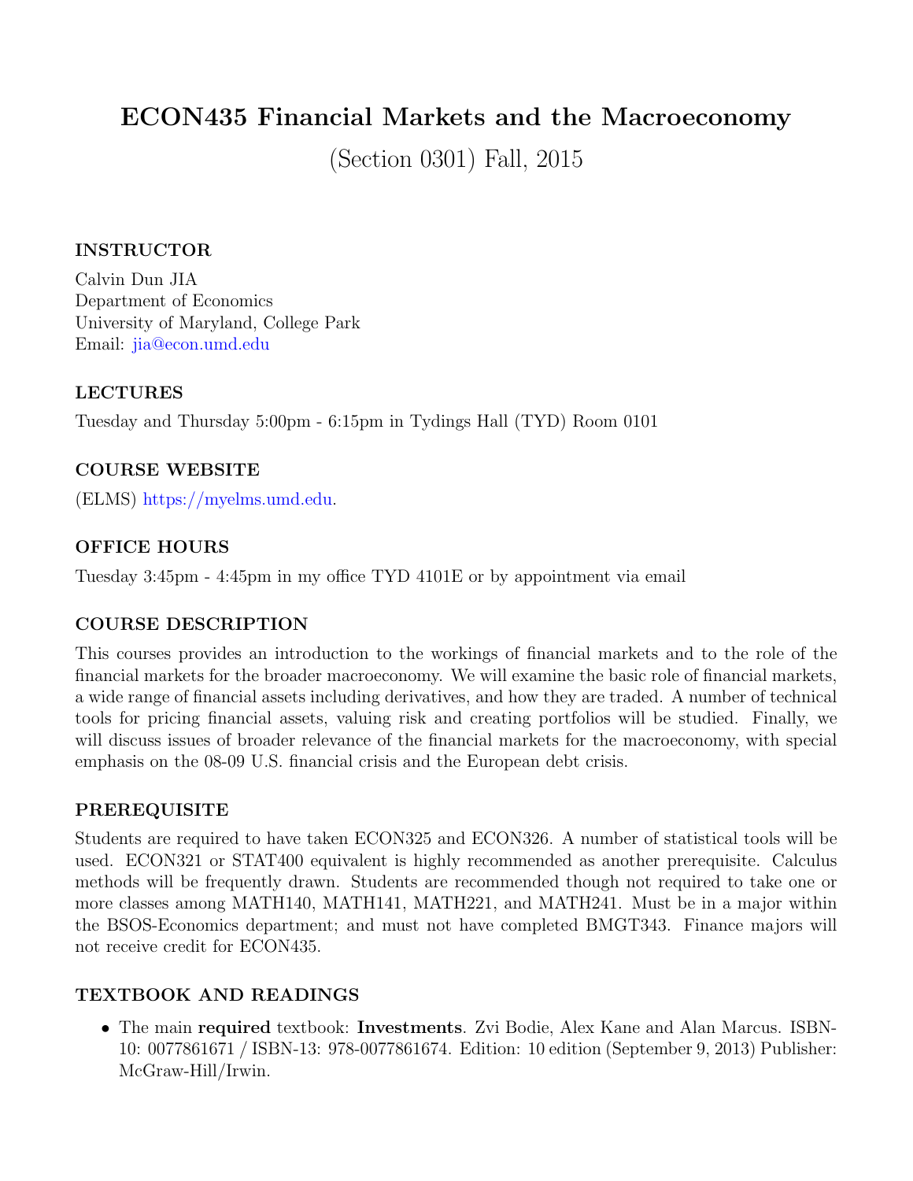# ECON435 Financial Markets and the Macroeconomy

(Section 0301) Fall, 2015

### INSTRUCTOR

Calvin Dun JIA
Department of Economics
University of Maryland, College Park
Email: jia@econ.umd.edu

### LECTURES

Tuesday and Thursday 5:00pm - 6:15pm in Tydings Hall (TYD) Room 0101

### COURSE WEBSITE

(ELMS) https://myelms.umd.edu.

### OFFICE HOURS

Tuesday 3:45pm - 4:45pm in my office TYD 4101E or by appointment via email

### COURSE DESCRIPTION

This courses provides an introduction to the workings of financial markets and to the role of the financial markets for the broader macroeconomy. We will examine the basic role of financial markets, a wide range of financial assets including derivatives, and how they are traded. A number of technical tools for pricing financial assets, valuing risk and creating portfolios will be studied. Finally, we will discuss issues of broader relevance of the financial markets for the macroeconomy, with special emphasis on the 08-09 U.S. financial crisis and the European debt crisis.

### PREREQUISITE

Students are required to have taken ECON325 and ECON326. A number of statistical tools will be used. ECON321 or STAT400 equivalent is highly recommended as another prerequisite. Calculus methods will be frequently drawn. Students are recommended though not required to take one or more classes among MATH140, MATH141, MATH221, and MATH241. Must be in a major within the BSOS-Economics department; and must not have completed BMGT343. Finance majors will not receive credit for ECON435.

### TEXTBOOK AND READINGS

- The main **required** textbook: **Investments**. Zvi Bodie, Alex Kane and Alan Marcus. ISBN-10: 0077861671 / ISBN-13: 978-0077861674. Edition: 10 edition (September 9, 2013) Publisher: McGraw-Hill/Irwin.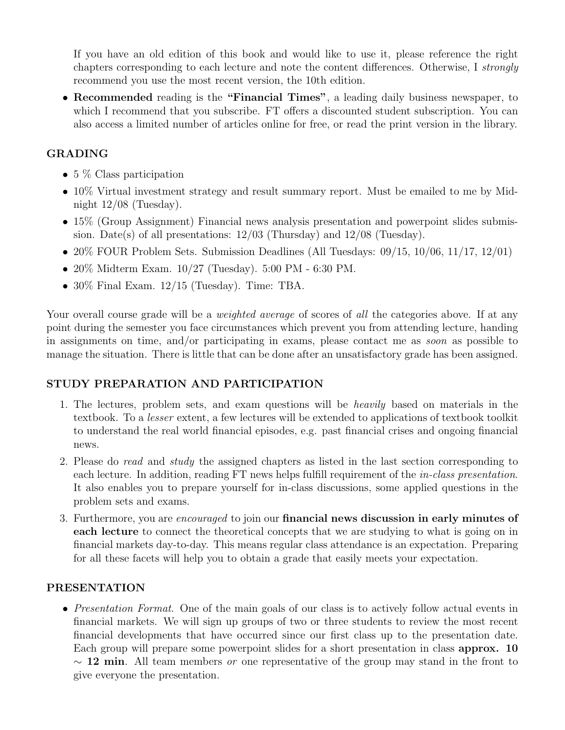If you have an old edition of this book and would like to use it, please reference the right chapters corresponding to each lecture and note the content differences. Otherwise, I *strongly* recommend you use the most recent version, the 10th edition.

- **Recommended** reading is the **"Financial Times"**, a leading daily business newspaper, to which I recommend that you subscribe. FT offers a discounted student subscription. You can also access a limited number of articles online for free, or read the print version in the library.

## GRADING

- 5 % Class participation
- 10% Virtual investment strategy and result summary report. Must be emailed to me by Midnight 12/08 (Tuesday).
- 15% (Group Assignment) Financial news analysis presentation and powerpoint slides submission. Date(s) of all presentations: 12/03 (Thursday) and 12/08 (Tuesday).
- 20% FOUR Problem Sets. Submission Deadlines (All Tuesdays: 09/15, 10/06, 11/17, 12/01)
- 20% Midterm Exam. 10/27 (Tuesday). 5:00 PM - 6:30 PM.
- 30% Final Exam. 12/15 (Tuesday). Time: TBA.

Your overall course grade will be a *weighted average* of scores of *all* the categories above. If at any point during the semester you face circumstances which prevent you from attending lecture, handing in assignments on time, and/or participating in exams, please contact me as *soon* as possible to manage the situation. There is little that can be done after an unsatisfactory grade has been assigned.

## STUDY PREPARATION AND PARTICIPATION

1. The lectures, problem sets, and exam questions will be *heavily* based on materials in the textbook. To a *lesser* extent, a few lectures will be extended to applications of textbook toolkit to understand the real world financial episodes, e.g. past financial crises and ongoing financial news.
2. Please do *read* and *study* the assigned chapters as listed in the last section corresponding to each lecture. In addition, reading FT news helps fulfill requirement of the *in-class presentation*. It also enables you to prepare yourself for in-class discussions, some applied questions in the problem sets and exams.
3. Furthermore, you are *encouraged* to join our **financial news discussion in early minutes of each lecture** to connect the theoretical concepts that we are studying to what is going on in financial markets day-to-day. This means regular class attendance is an expectation. Preparing for all these facets will help you to obtain a grade that easily meets your expectation.

## PRESENTATION

- *Presentation Format*. One of the main goals of our class is to actively follow actual events in financial markets. We will sign up groups of two or three students to review the most recent financial developments that have occurred since our first class up to the presentation date. Each group will prepare some powerpoint slides for a short presentation in class **approx. 10 $\sim$ 12 min**. All team members *or* one representative of the group may stand in the front to give everyone the presentation.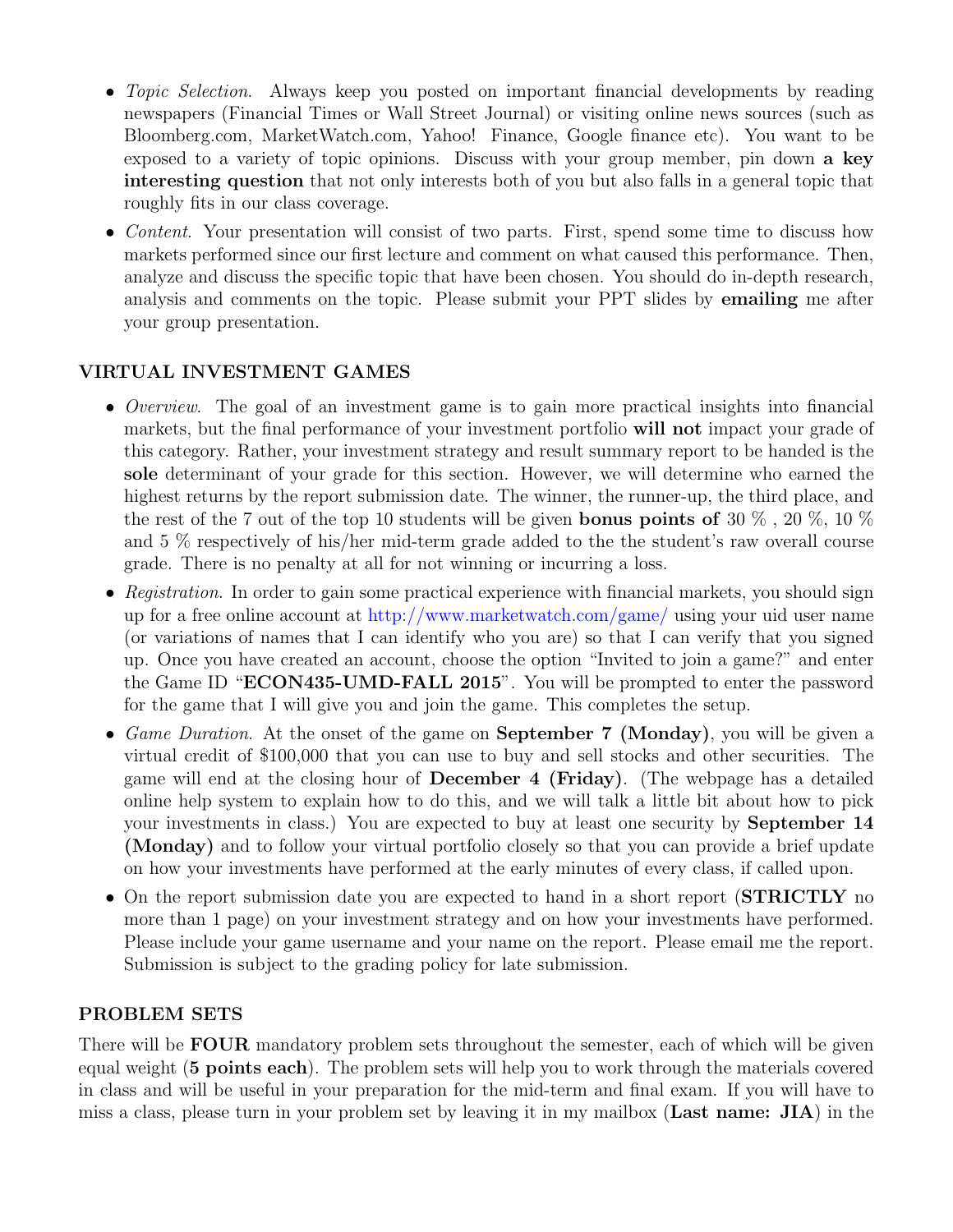- *Topic Selection*. Always keep you posted on important financial developments by reading newspapers (Financial Times or Wall Street Journal) or visiting online news sources (such as Bloomberg.com, MarketWatch.com, Yahoo! Finance, Google finance etc). You want to be exposed to a variety of topic opinions. Discuss with your group member, pin down **a key interesting question** that not only interests both of you but also falls in a general topic that roughly fits in our class coverage.
- *Content*. Your presentation will consist of two parts. First, spend some time to discuss how markets performed since our first lecture and comment on what caused this performance. Then, analyze and discuss the specific topic that have been chosen. You should do in-depth research, analysis and comments on the topic. Please submit your PPT slides by **emailing** me after your group presentation.

## VIRTUAL INVESTMENT GAMES

- *Overview*. The goal of an investment game is to gain more practical insights into financial markets, but the final performance of your investment portfolio **will not** impact your grade of this category. Rather, your investment strategy and result summary report to be handed is the **sole** determinant of your grade for this section. However, we will determine who earned the highest returns by the report submission date. The winner, the runner-up, the third place, and the rest of the 7 out of the top 10 students will be given **bonus points of** 30 % , 20 %, 10 % and 5 % respectively of his/her mid-term grade added to the the student's raw overall course grade. There is no penalty at all for not winning or incurring a loss.
- *Registration*. In order to gain some practical experience with financial markets, you should sign up for a free online account at http://www.marketwatch.com/game/ using your uid user name (or variations of names that I can identify who you are) so that I can verify that you signed up. Once you have created an account, choose the option "Invited to join a game?" and enter the Game ID "**ECON435-UMD-FALL 2015**". You will be prompted to enter the password for the game that I will give you and join the game. This completes the setup.
- *Game Duration*. At the onset of the game on **September 7 (Monday)**, you will be given a virtual credit of $100,000 that you can use to buy and sell stocks and other securities. The game will end at the closing hour of **December 4 (Friday)**. (The webpage has a detailed online help system to explain how to do this, and we will talk a little bit about how to pick your investments in class.) You are expected to buy at least one security by **September 14 (Monday)** and to follow your virtual portfolio closely so that you can provide a brief update on how your investments have performed at the early minutes of every class, if called upon.
- On the report submission date you are expected to hand in a short report (**STRICTLY** no more than 1 page) on your investment strategy and on how your investments have performed. Please include your game username and your name on the report. Please email me the report. Submission is subject to the grading policy for late submission.

## PROBLEM SETS

There will be **FOUR** mandatory problem sets throughout the semester, each of which will be given equal weight (**5 points each**). The problem sets will help you to work through the materials covered in class and will be useful in your preparation for the mid-term and final exam. If you will have to miss a class, please turn in your problem set by leaving it in my mailbox (**Last name: JIA**) in the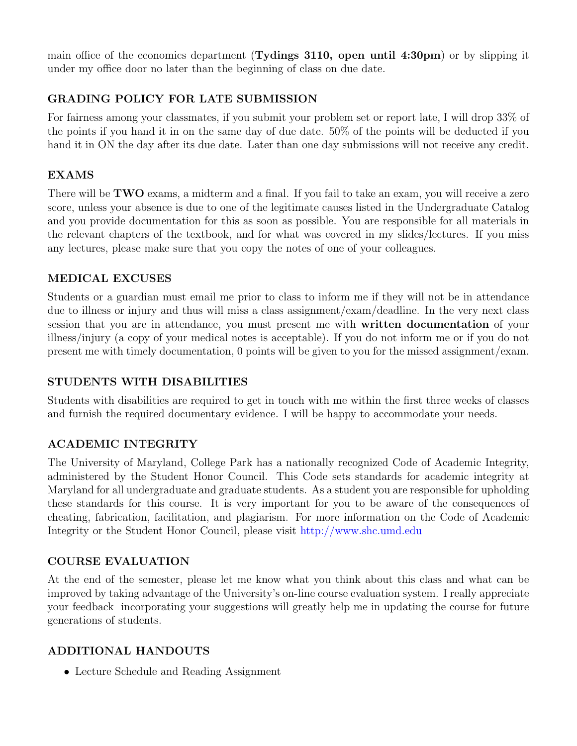main office of the economics department (**Tydings 3110, open until 4:30pm**) or by slipping it under my office door no later than the beginning of class on due date.

## GRADING POLICY FOR LATE SUBMISSION

For fairness among your classmates, if you submit your problem set or report late, I will drop 33% of the points if you hand it in on the same day of due date. 50% of the points will be deducted if you hand it in ON the day after its due date. Later than one day submissions will not receive any credit.

## EXAMS

There will be **TWO** exams, a midterm and a final. If you fail to take an exam, you will receive a zero score, unless your absence is due to one of the legitimate causes listed in the Undergraduate Catalog and you provide documentation for this as soon as possible. You are responsible for all materials in the relevant chapters of the textbook, and for what was covered in my slides/lectures. If you miss any lectures, please make sure that you copy the notes of one of your colleagues.

## MEDICAL EXCUSES

Students or a guardian must email me prior to class to inform me if they will not be in attendance due to illness or injury and thus will miss a class assignment/exam/deadline. In the very next class session that you are in attendance, you must present me with **written documentation** of your illness/injury (a copy of your medical notes is acceptable). If you do not inform me or if you do not present me with timely documentation, 0 points will be given to you for the missed assignment/exam.

## STUDENTS WITH DISABILITIES

Students with disabilities are required to get in touch with me within the first three weeks of classes and furnish the required documentary evidence. I will be happy to accommodate your needs.

## ACADEMIC INTEGRITY

The University of Maryland, College Park has a nationally recognized Code of Academic Integrity, administered by the Student Honor Council. This Code sets standards for academic integrity at Maryland for all undergraduate and graduate students. As a student you are responsible for upholding these standards for this course. It is very important for you to be aware of the consequences of cheating, fabrication, facilitation, and plagiarism. For more information on the Code of Academic Integrity or the Student Honor Council, please visit http://www.shc.umd.edu

## COURSE EVALUATION

At the end of the semester, please let me know what you think about this class and what can be improved by taking advantage of the University's on-line course evaluation system. I really appreciate your feedback incorporating your suggestions will greatly help me in updating the course for future generations of students.

## ADDITIONAL HANDOUTS

- Lecture Schedule and Reading Assignment